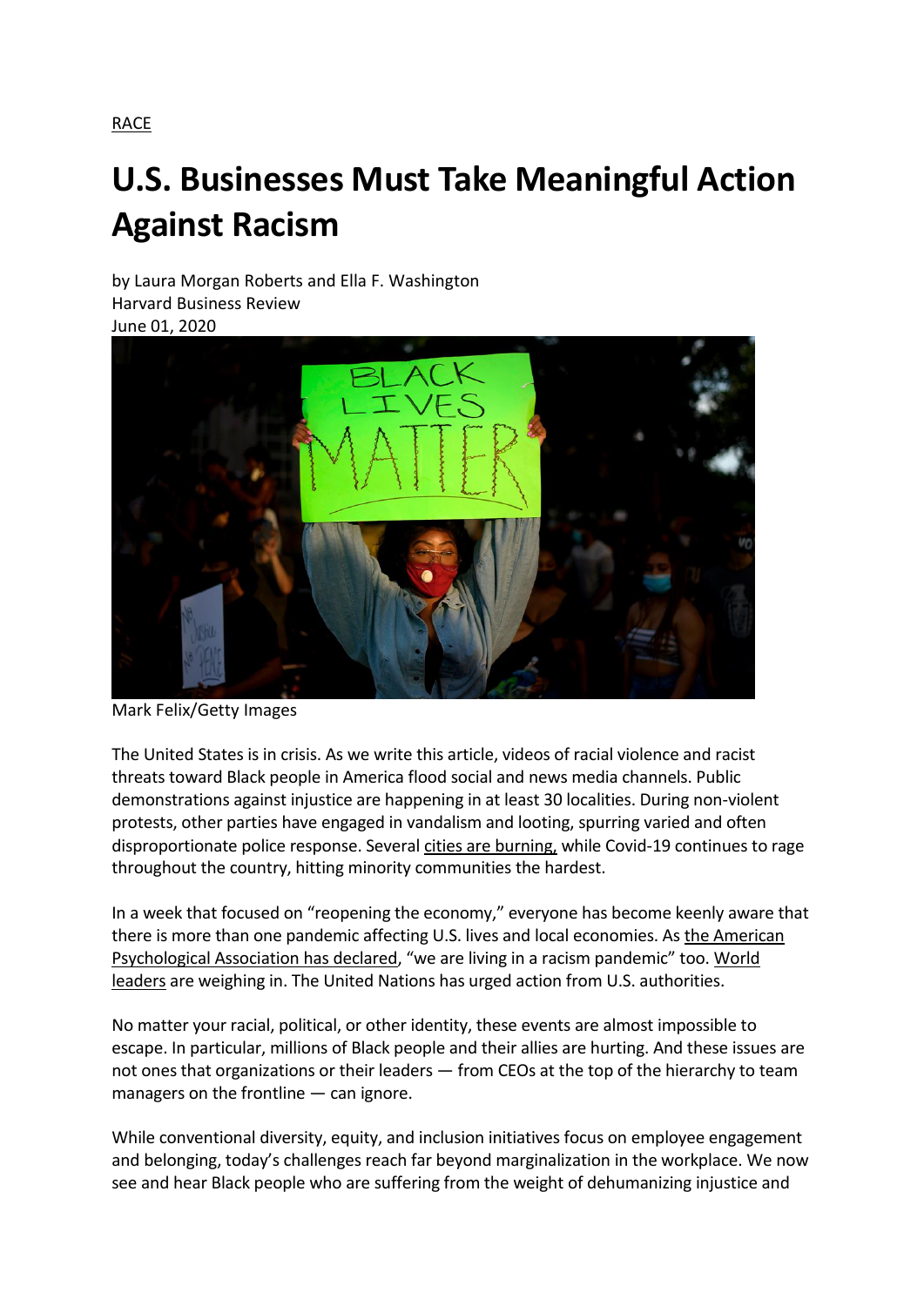RACE

# U.S. Businesses Must Take Meaningful Action Against Racism

by Laura Morgan Roberts and Ella F. Washington
Harvard Business Review
June 01, 2020

Mark Felix/Getty Images

The United States is in crisis. As we write this article, videos of racial violence and racist threats toward Black people in America flood social and news media channels. Public demonstrations against injustice are happening in at least 30 localities. During non-violent protests, other parties have engaged in vandalism and looting, spurring varied and often disproportionate police response. Several cities are burning, while Covid-19 continues to rage throughout the country, hitting minority communities the hardest.

In a week that focused on "reopening the economy," everyone has become keenly aware that there is more than one pandemic affecting U.S. lives and local economies. As the American Psychological Association has declared, "we are living in a racism pandemic" too. World leaders are weighing in. The United Nations has urged action from U.S. authorities.

No matter your racial, political, or other identity, these events are almost impossible to escape. In particular, millions of Black people and their allies are hurting. And these issues are not ones that organizations or their leaders — from CEOs at the top of the hierarchy to team managers on the frontline — can ignore.

While conventional diversity, equity, and inclusion initiatives focus on employee engagement and belonging, today's challenges reach far beyond marginalization in the workplace. We now see and hear Black people who are suffering from the weight of dehumanizing injustice and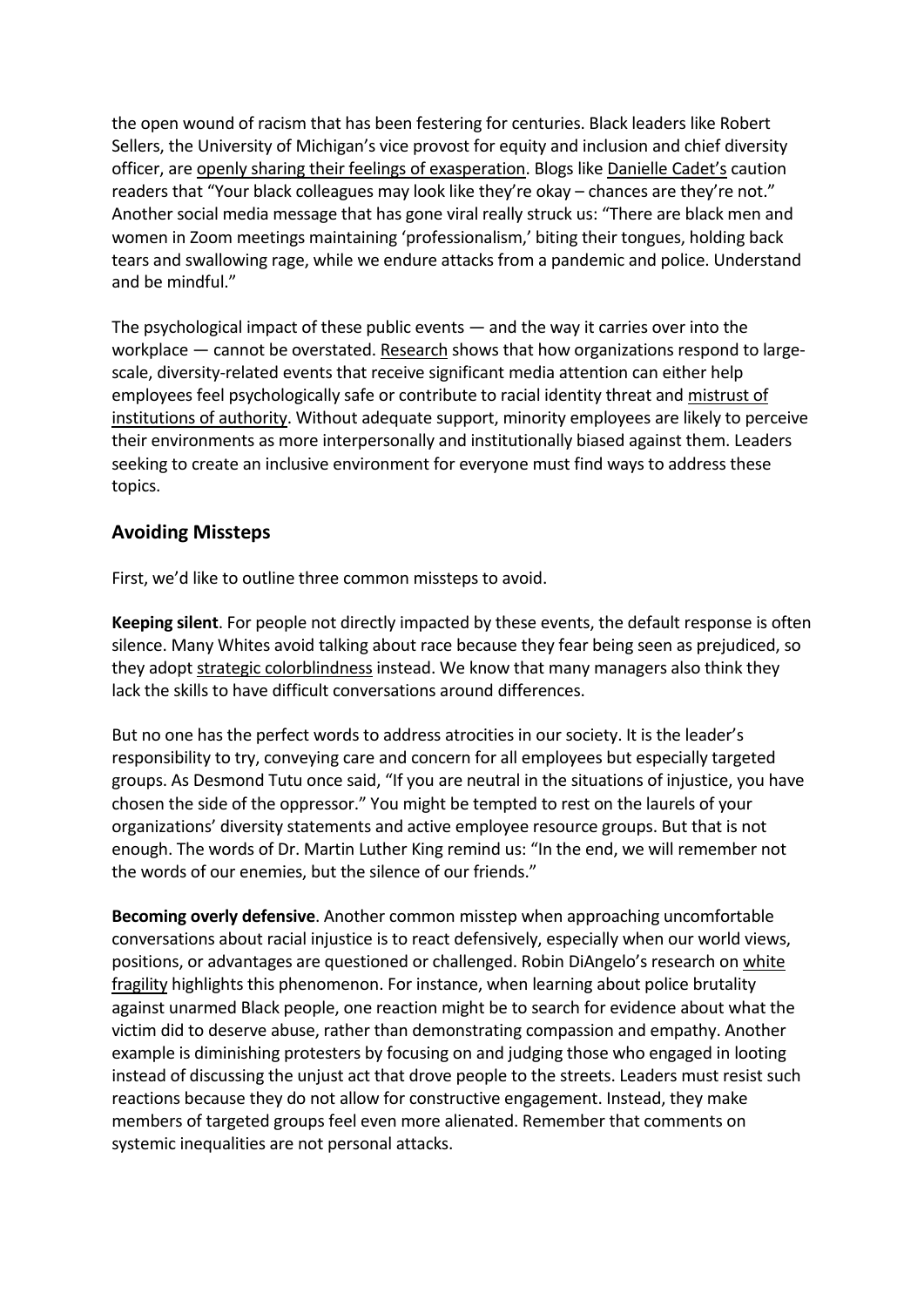the open wound of racism that has been festering for centuries. Black leaders like Robert Sellers, the University of Michigan's vice provost for equity and inclusion and chief diversity officer, are openly sharing their feelings of exasperation. Blogs like Danielle Cadet's caution readers that "Your black colleagues may look like they're okay – chances are they're not." Another social media message that has gone viral really struck us: "There are black men and women in Zoom meetings maintaining 'professionalism,' biting their tongues, holding back tears and swallowing rage, while we endure attacks from a pandemic and police. Understand and be mindful."

The psychological impact of these public events — and the way it carries over into the workplace — cannot be overstated. Research shows that how organizations respond to large-scale, diversity-related events that receive significant media attention can either help employees feel psychologically safe or contribute to racial identity threat and mistrust of institutions of authority. Without adequate support, minority employees are likely to perceive their environments as more interpersonally and institutionally biased against them. Leaders seeking to create an inclusive environment for everyone must find ways to address these topics.

## Avoiding Missteps

First, we'd like to outline three common missteps to avoid.

**Keeping silent**. For people not directly impacted by these events, the default response is often silence. Many Whites avoid talking about race because they fear being seen as prejudiced, so they adopt strategic colorblindness instead. We know that many managers also think they lack the skills to have difficult conversations around differences.

But no one has the perfect words to address atrocities in our society. It is the leader's responsibility to try, conveying care and concern for all employees but especially targeted groups. As Desmond Tutu once said, "If you are neutral in the situations of injustice, you have chosen the side of the oppressor." You might be tempted to rest on the laurels of your organizations' diversity statements and active employee resource groups. But that is not enough. The words of Dr. Martin Luther King remind us: "In the end, we will remember not the words of our enemies, but the silence of our friends."

**Becoming overly defensive**. Another common misstep when approaching uncomfortable conversations about racial injustice is to react defensively, especially when our world views, positions, or advantages are questioned or challenged. Robin DiAngelo's research on white fragility highlights this phenomenon. For instance, when learning about police brutality against unarmed Black people, one reaction might be to search for evidence about what the victim did to deserve abuse, rather than demonstrating compassion and empathy. Another example is diminishing protesters by focusing on and judging those who engaged in looting instead of discussing the unjust act that drove people to the streets. Leaders must resist such reactions because they do not allow for constructive engagement. Instead, they make members of targeted groups feel even more alienated. Remember that comments on systemic inequalities are not personal attacks.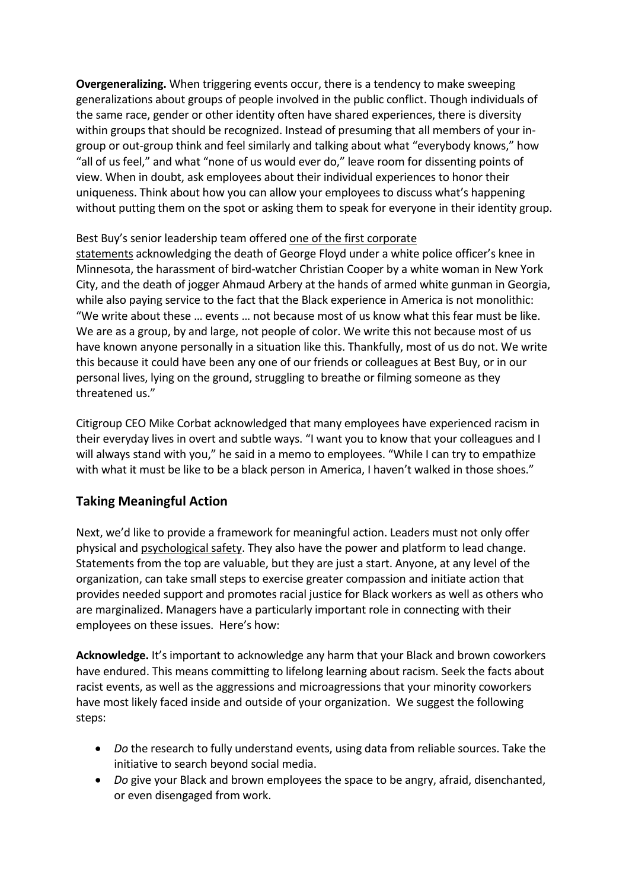**Overgeneralizing.** When triggering events occur, there is a tendency to make sweeping generalizations about groups of people involved in the public conflict. Though individuals of the same race, gender or other identity often have shared experiences, there is diversity within groups that should be recognized. Instead of presuming that all members of your in-group or out-group think and feel similarly and talking about what "everybody knows," how "all of us feel," and what "none of us would ever do," leave room for dissenting points of view. When in doubt, ask employees about their individual experiences to honor their uniqueness. Think about how you can allow your employees to discuss what's happening without putting them on the spot or asking them to speak for everyone in their identity group.

Best Buy's senior leadership team offered one of the first corporate statements acknowledging the death of George Floyd under a white police officer's knee in Minnesota, the harassment of bird-watcher Christian Cooper by a white woman in New York City, and the death of jogger Ahmaud Arbery at the hands of armed white gunman in Georgia, while also paying service to the fact that the Black experience in America is not monolithic: "We write about these … events … not because most of us know what this fear must be like. We are as a group, by and large, not people of color. We write this not because most of us have known anyone personally in a situation like this. Thankfully, most of us do not. We write this because it could have been any one of our friends or colleagues at Best Buy, or in our personal lives, lying on the ground, struggling to breathe or filming someone as they threatened us."

Citigroup CEO Mike Corbat acknowledged that many employees have experienced racism in their everyday lives in overt and subtle ways. "I want you to know that your colleagues and I will always stand with you," he said in a memo to employees. "While I can try to empathize with what it must be like to be a black person in America, I haven't walked in those shoes."

## Taking Meaningful Action

Next, we'd like to provide a framework for meaningful action. Leaders must not only offer physical and psychological safety. They also have the power and platform to lead change. Statements from the top are valuable, but they are just a start. Anyone, at any level of the organization, can take small steps to exercise greater compassion and initiate action that provides needed support and promotes racial justice for Black workers as well as others who are marginalized. Managers have a particularly important role in connecting with their employees on these issues. Here's how:

**Acknowledge.** It's important to acknowledge any harm that your Black and brown coworkers have endured. This means committing to lifelong learning about racism. Seek the facts about racist events, as well as the aggressions and microagressions that your minority coworkers have most likely faced inside and outside of your organization. We suggest the following steps:

- *Do* the research to fully understand events, using data from reliable sources. Take the initiative to search beyond social media.
- *Do* give your Black and brown employees the space to be angry, afraid, disenchanted, or even disengaged from work.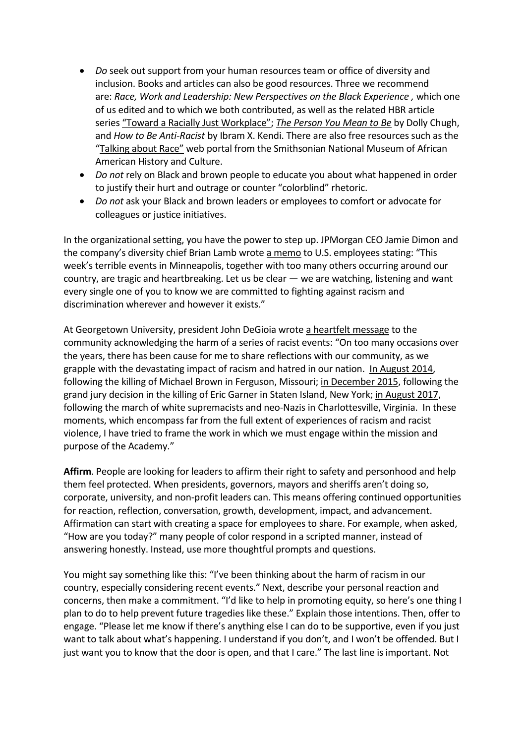- *Do* seek out support from your human resources team or office of diversity and inclusion. Books and articles can also be good resources. Three we recommend are: *Race, Work and Leadership: New Perspectives on the Black Experience ,* which one of us edited and to which we both contributed, as well as the related HBR article series "Toward a Racially Just Workplace"; *The Person You Mean to Be* by Dolly Chugh, and *How to Be Anti-Racist* by Ibram X. Kendi. There are also free resources such as the "Talking about Race" web portal from the Smithsonian National Museum of African American History and Culture.
- *Do not* rely on Black and brown people to educate you about what happened in order to justify their hurt and outrage or counter "colorblind" rhetoric.
- *Do not* ask your Black and brown leaders or employees to comfort or advocate for colleagues or justice initiatives.

In the organizational setting, you have the power to step up. JPMorgan CEO Jamie Dimon and the company's diversity chief Brian Lamb wrote a memo to U.S. employees stating: "This week's terrible events in Minneapolis, together with too many others occurring around our country, are tragic and heartbreaking. Let us be clear — we are watching, listening and want every single one of you to know we are committed to fighting against racism and discrimination wherever and however it exists."

At Georgetown University, president John DeGioia wrote a heartfelt message to the community acknowledging the harm of a series of racist events: "On too many occasions over the years, there has been cause for me to share reflections with our community, as we grapple with the devastating impact of racism and hatred in our nation. In August 2014, following the killing of Michael Brown in Ferguson, Missouri; in December 2015, following the grand jury decision in the killing of Eric Garner in Staten Island, New York; in August 2017, following the march of white supremacists and neo-Nazis in Charlottesville, Virginia. In these moments, which encompass far from the full extent of experiences of racism and racist violence, I have tried to frame the work in which we must engage within the mission and purpose of the Academy."

**Affirm**. People are looking for leaders to affirm their right to safety and personhood and help them feel protected. When presidents, governors, mayors and sheriffs aren't doing so, corporate, university, and non-profit leaders can. This means offering continued opportunities for reaction, reflection, conversation, growth, development, impact, and advancement. Affirmation can start with creating a space for employees to share. For example, when asked, "How are you today?" many people of color respond in a scripted manner, instead of answering honestly. Instead, use more thoughtful prompts and questions.

You might say something like this: "I've been thinking about the harm of racism in our country, especially considering recent events." Next, describe your personal reaction and concerns, then make a commitment. "I'd like to help in promoting equity, so here's one thing I plan to do to help prevent future tragedies like these." Explain those intentions. Then, offer to engage. "Please let me know if there's anything else I can do to be supportive, even if you just want to talk about what's happening. I understand if you don't, and I won't be offended. But I just want you to know that the door is open, and that I care." The last line is important. Not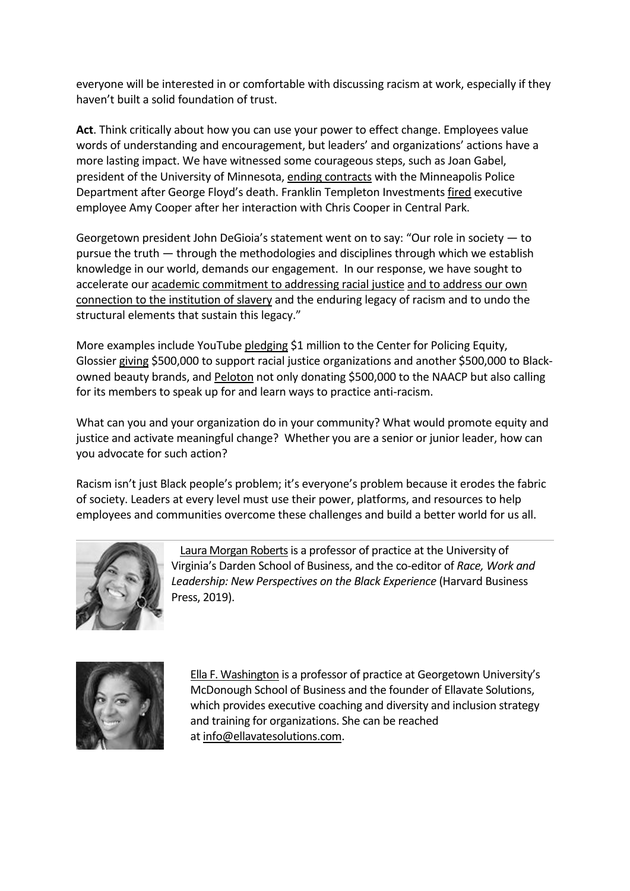everyone will be interested in or comfortable with discussing racism at work, especially if they haven't built a solid foundation of trust.

**Act**. Think critically about how you can use your power to effect change. Employees value words of understanding and encouragement, but leaders' and organizations' actions have a more lasting impact. We have witnessed some courageous steps, such as Joan Gabel, president of the University of Minnesota, ending contracts with the Minneapolis Police Department after George Floyd's death. Franklin Templeton Investments fired executive employee Amy Cooper after her interaction with Chris Cooper in Central Park.

Georgetown president John DeGioia's statement went on to say: "Our role in society — to pursue the truth — through the methodologies and disciplines through which we establish knowledge in our world, demands our engagement. In our response, we have sought to accelerate our academic commitment to addressing racial justice and to address our own connection to the institution of slavery and the enduring legacy of racism and to undo the structural elements that sustain this legacy."

More examples include YouTube pledging $1 million to the Center for Policing Equity, Glossier giving $500,000 to support racial justice organizations and another $500,000 to Black-owned beauty brands, and Peloton not only donating $500,000 to the NAACP but also calling for its members to speak up for and learn ways to practice anti-racism.

What can you and your organization do in your community? What would promote equity and justice and activate meaningful change? Whether you are a senior or junior leader, how can you advocate for such action?

Racism isn't just Black people's problem; it's everyone's problem because it erodes the fabric of society. Leaders at every level must use their power, platforms, and resources to help employees and communities overcome these challenges and build a better world for us all.

---

Laura Morgan Roberts is a professor of practice at the University of Virginia's Darden School of Business, and the co-editor of *Race, Work and Leadership: New Perspectives on the Black Experience* (Harvard Business Press, 2019).

Ella F. Washington is a professor of practice at Georgetown University's McDonough School of Business and the founder of Ellavate Solutions, which provides executive coaching and diversity and inclusion strategy and training for organizations. She can be reached at info@ellavatesolutions.com.